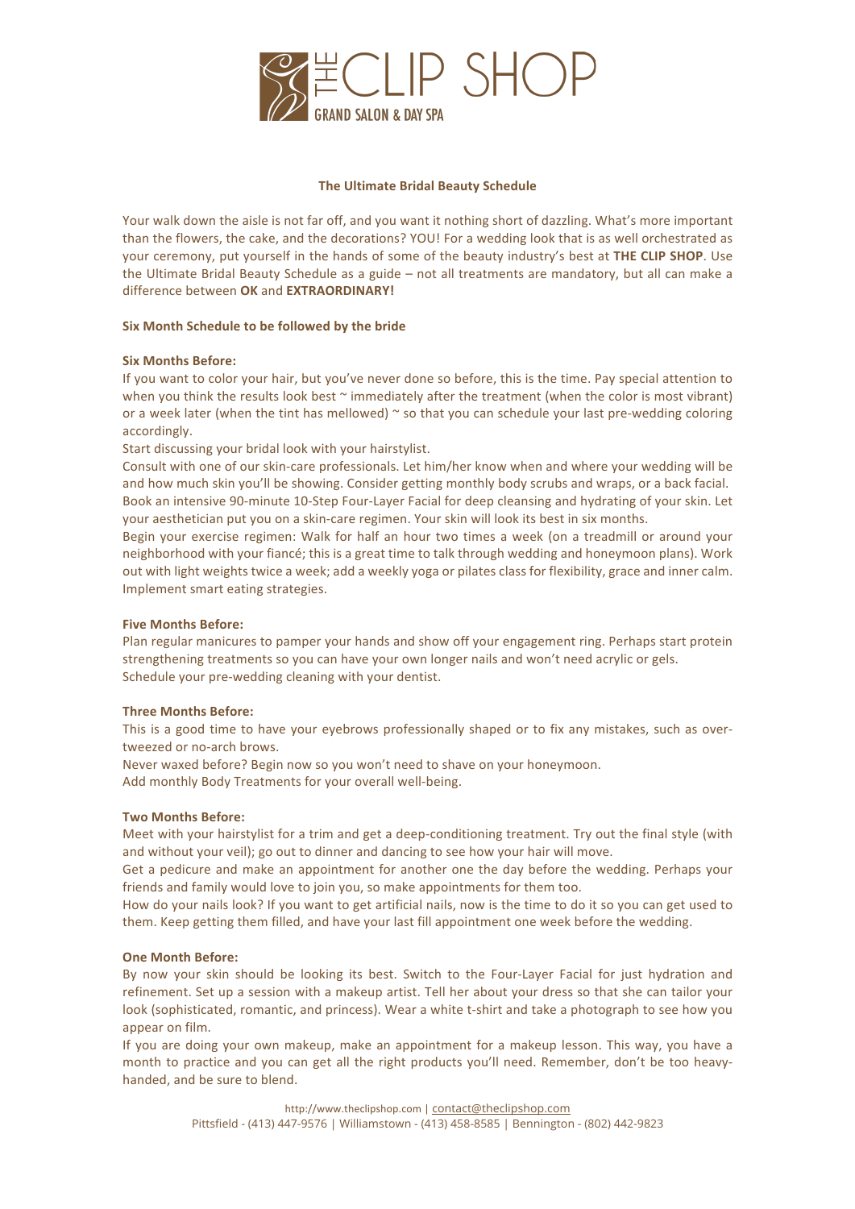**THE CLIP SHOP**
**GRAND SALON & DAY SPA**

# The Ultimate Bridal Beauty Schedule

Your walk down the aisle is not far off, and you want it nothing short of dazzling. What's more important than the flowers, the cake, and the decorations? YOU! For a wedding look that is as well orchestrated as your ceremony, put yourself in the hands of some of the beauty industry's best at **THE CLIP SHOP**. Use the Ultimate Bridal Beauty Schedule as a guide – not all treatments are mandatory, but all can make a difference between **OK** and **EXTRAORDINARY!**

## Six Month Schedule to be followed by the bride

### Six Months Before:

If you want to color your hair, but you've never done so before, this is the time. Pay special attention to when you think the results look best ~ immediately after the treatment (when the color is most vibrant) or a week later (when the tint has mellowed) ~ so that you can schedule your last pre-wedding coloring accordingly.

Start discussing your bridal look with your hairstylist.

Consult with one of our skin-care professionals. Let him/her know when and where your wedding will be and how much skin you'll be showing. Consider getting monthly body scrubs and wraps, or a back facial.

Book an intensive 90-minute 10-Step Four-Layer Facial for deep cleansing and hydrating of your skin. Let your aesthetician put you on a skin-care regimen. Your skin will look its best in six months.

Begin your exercise regimen: Walk for half an hour two times a week (on a treadmill or around your neighborhood with your fiancé; this is a great time to talk through wedding and honeymoon plans). Work out with light weights twice a week; add a weekly yoga or pilates class for flexibility, grace and inner calm. Implement smart eating strategies.

### Five Months Before:

Plan regular manicures to pamper your hands and show off your engagement ring. Perhaps start protein strengthening treatments so you can have your own longer nails and won't need acrylic or gels.

Schedule your pre-wedding cleaning with your dentist.

### Three Months Before:

This is a good time to have your eyebrows professionally shaped or to fix any mistakes, such as over-tweezed or no-arch brows.

Never waxed before? Begin now so you won't need to shave on your honeymoon.

Add monthly Body Treatments for your overall well-being.

### Two Months Before:

Meet with your hairstylist for a trim and get a deep-conditioning treatment. Try out the final style (with and without your veil); go out to dinner and dancing to see how your hair will move.

Get a pedicure and make an appointment for another one the day before the wedding. Perhaps your friends and family would love to join you, so make appointments for them too.

How do your nails look? If you want to get artificial nails, now is the time to do it so you can get used to them. Keep getting them filled, and have your last fill appointment one week before the wedding.

### One Month Before:

By now your skin should be looking its best. Switch to the Four-Layer Facial for just hydration and refinement. Set up a session with a makeup artist. Tell her about your dress so that she can tailor your look (sophisticated, romantic, and princess). Wear a white t-shirt and take a photograph to see how you appear on film.

If you are doing your own makeup, make an appointment for a makeup lesson. This way, you have a month to practice and you can get all the right products you'll need. Remember, don't be too heavy-handed, and be sure to blend.

http://www.theclipshop.com | contact@theclipshop.com
Pittsfield - (413) 447-9576 | Williamstown - (413) 458-8585 | Bennington - (802) 442-9823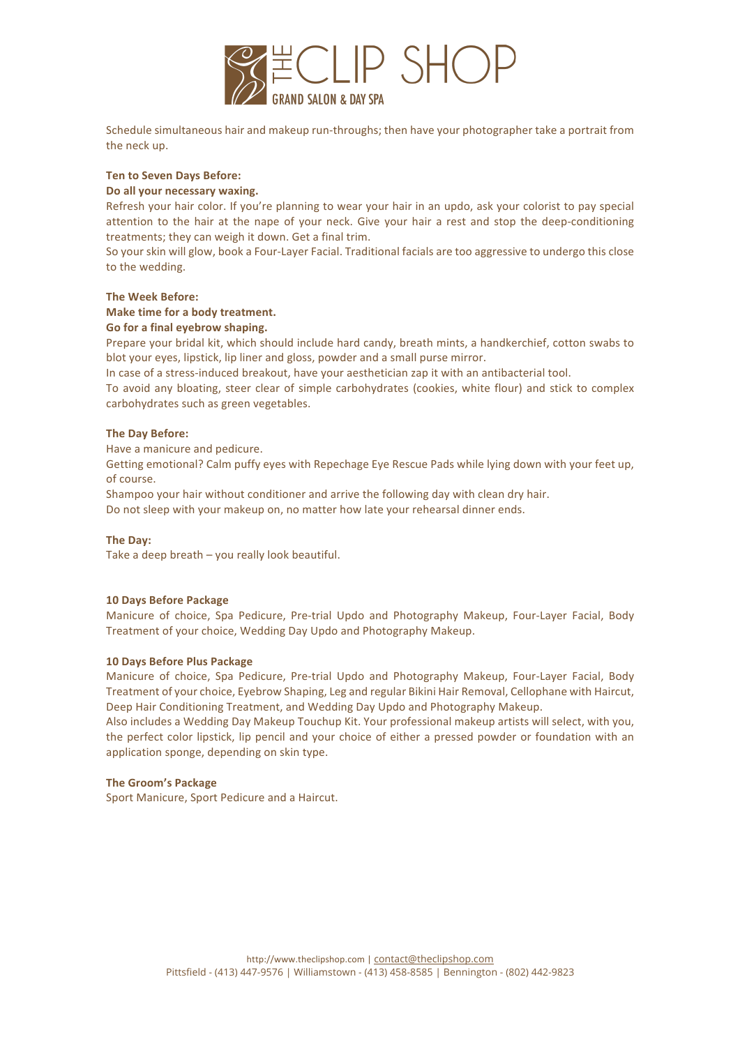Schedule simultaneous hair and makeup run-throughs; then have your photographer take a portrait from the neck up.

**Ten to Seven Days Before:**

**Do all your necessary waxing.**

Refresh your hair color. If you're planning to wear your hair in an updo, ask your colorist to pay special attention to the hair at the nape of your neck. Give your hair a rest and stop the deep-conditioning treatments; they can weigh it down. Get a final trim.

So your skin will glow, book a Four-Layer Facial. Traditional facials are too aggressive to undergo this close to the wedding.

**The Week Before:**

**Make time for a body treatment.**

**Go for a final eyebrow shaping.**

Prepare your bridal kit, which should include hard candy, breath mints, a handkerchief, cotton swabs to blot your eyes, lipstick, lip liner and gloss, powder and a small purse mirror.

In case of a stress-induced breakout, have your aesthetician zap it with an antibacterial tool.

To avoid any bloating, steer clear of simple carbohydrates (cookies, white flour) and stick to complex carbohydrates such as green vegetables.

**The Day Before:**

Have a manicure and pedicure.

Getting emotional? Calm puffy eyes with Repechage Eye Rescue Pads while lying down with your feet up, of course.

Shampoo your hair without conditioner and arrive the following day with clean dry hair.

Do not sleep with your makeup on, no matter how late your rehearsal dinner ends.

**The Day:**

Take a deep breath – you really look beautiful.

**10 Days Before Package**

Manicure of choice, Spa Pedicure, Pre-trial Updo and Photography Makeup, Four-Layer Facial, Body Treatment of your choice, Wedding Day Updo and Photography Makeup.

**10 Days Before Plus Package**

Manicure of choice, Spa Pedicure, Pre-trial Updo and Photography Makeup, Four-Layer Facial, Body Treatment of your choice, Eyebrow Shaping, Leg and regular Bikini Hair Removal, Cellophane with Haircut, Deep Hair Conditioning Treatment, and Wedding Day Updo and Photography Makeup.

Also includes a Wedding Day Makeup Touchup Kit. Your professional makeup artists will select, with you, the perfect color lipstick, lip pencil and your choice of either a pressed powder or foundation with an application sponge, depending on skin type.

**The Groom's Package**

Sport Manicure, Sport Pedicure and a Haircut.